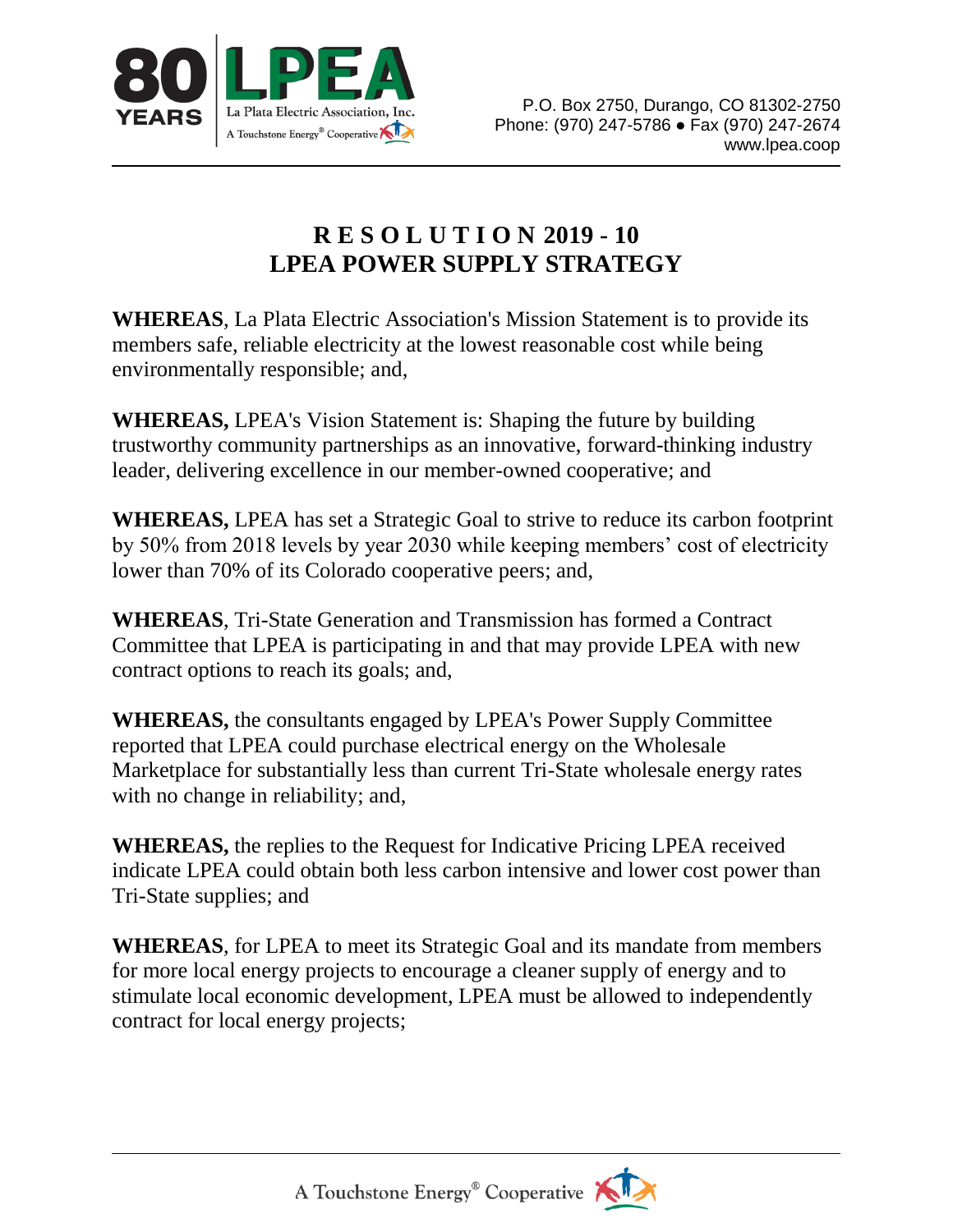# R E S O L U T I O N 2019 - 10
# LPEA POWER SUPPLY STRATEGY

**WHEREAS**, La Plata Electric Association's Mission Statement is to provide its members safe, reliable electricity at the lowest reasonable cost while being environmentally responsible; and,

**WHEREAS,** LPEA's Vision Statement is: Shaping the future by building trustworthy community partnerships as an innovative, forward-thinking industry leader, delivering excellence in our member-owned cooperative; and

**WHEREAS,** LPEA has set a Strategic Goal to strive to reduce its carbon footprint by 50% from 2018 levels by year 2030 while keeping members' cost of electricity lower than 70% of its Colorado cooperative peers; and,

**WHEREAS**, Tri-State Generation and Transmission has formed a Contract Committee that LPEA is participating in and that may provide LPEA with new contract options to reach its goals; and,

**WHEREAS,** the consultants engaged by LPEA's Power Supply Committee reported that LPEA could purchase electrical energy on the Wholesale Marketplace for substantially less than current Tri-State wholesale energy rates with no change in reliability; and,

**WHEREAS,** the replies to the Request for Indicative Pricing LPEA received indicate LPEA could obtain both less carbon intensive and lower cost power than Tri-State supplies; and

**WHEREAS**, for LPEA to meet its Strategic Goal and its mandate from members for more local energy projects to encourage a cleaner supply of energy and to stimulate local economic development, LPEA must be allowed to independently contract for local energy projects;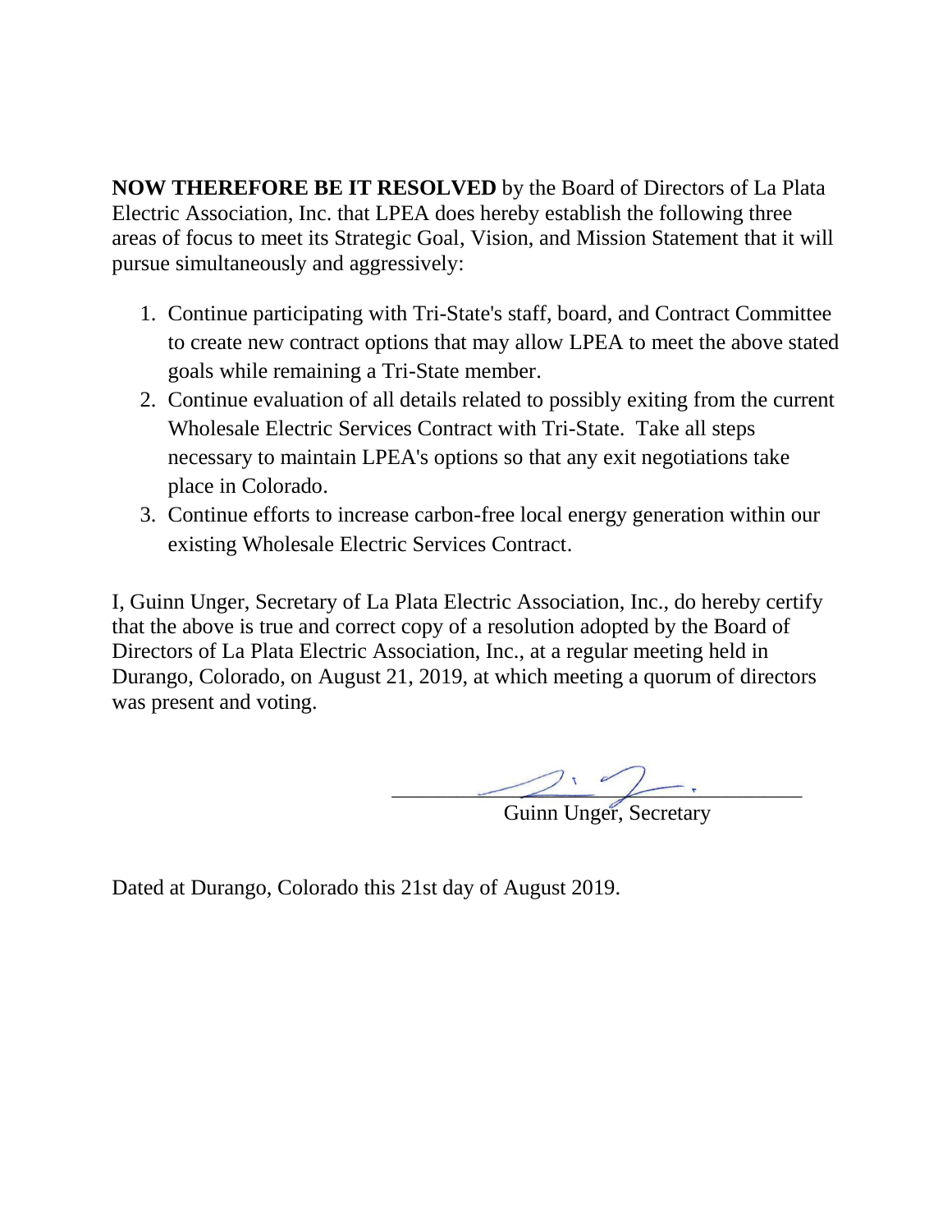**NOW THEREFORE BE IT RESOLVED** by the Board of Directors of La Plata Electric Association, Inc. that LPEA does hereby establish the following three areas of focus to meet its Strategic Goal, Vision, and Mission Statement that it will pursue simultaneously and aggressively:

1. Continue participating with Tri-State's staff, board, and Contract Committee to create new contract options that may allow LPEA to meet the above stated goals while remaining a Tri-State member.
2. Continue evaluation of all details related to possibly exiting from the current Wholesale Electric Services Contract with Tri-State. Take all steps necessary to maintain LPEA's options so that any exit negotiations take place in Colorado.
3. Continue efforts to increase carbon-free local energy generation within our existing Wholesale Electric Services Contract.

I, Guinn Unger, Secretary of La Plata Electric Association, Inc., do hereby certify that the above is true and correct copy of a resolution adopted by the Board of Directors of La Plata Electric Association, Inc., at a regular meeting held in Durango, Colorado, on August 21, 2019, at which meeting a quorum of directors was present and voting.

Guinn Unger, Secretary

Dated at Durango, Colorado this 21st day of August 2019.